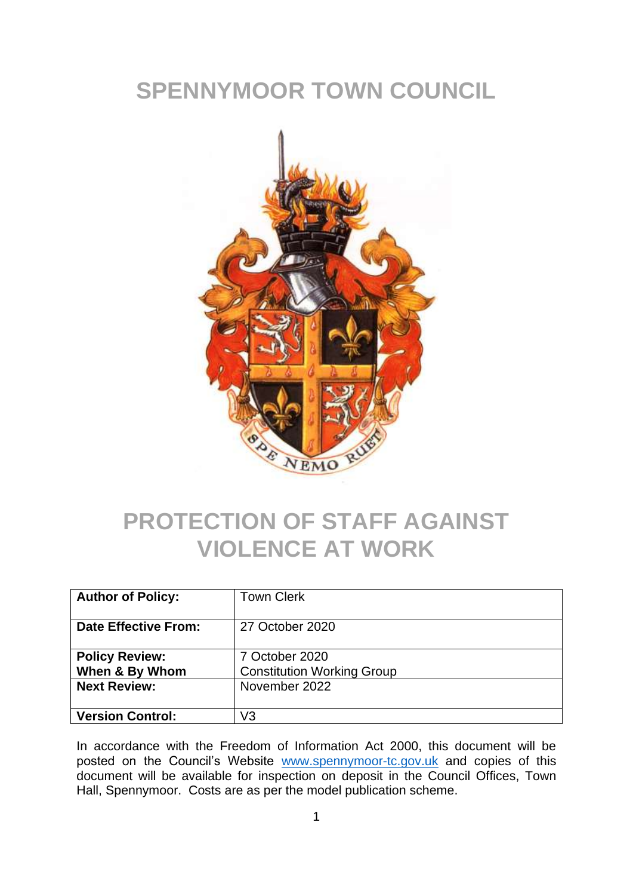# SPENNYMOOR TOWN COUNCIL

# PROTECTION OF STAFF AGAINST VIOLENCE AT WORK

| **Author of Policy:** | Town Clerk |
|---|---|
| **Date Effective From:** | 27 October 2020 |
| **Policy Review: When & By Whom** | 7 October 2020<br>Constitution Working Group |
| **Next Review:** | November 2022 |
| **Version Control:** | V3 |

In accordance with the Freedom of Information Act 2000, this document will be posted on the Council's Website www.spennymoor-tc.gov.uk and copies of this document will be available for inspection on deposit in the Council Offices, Town Hall, Spennymoor. Costs are as per the model publication scheme.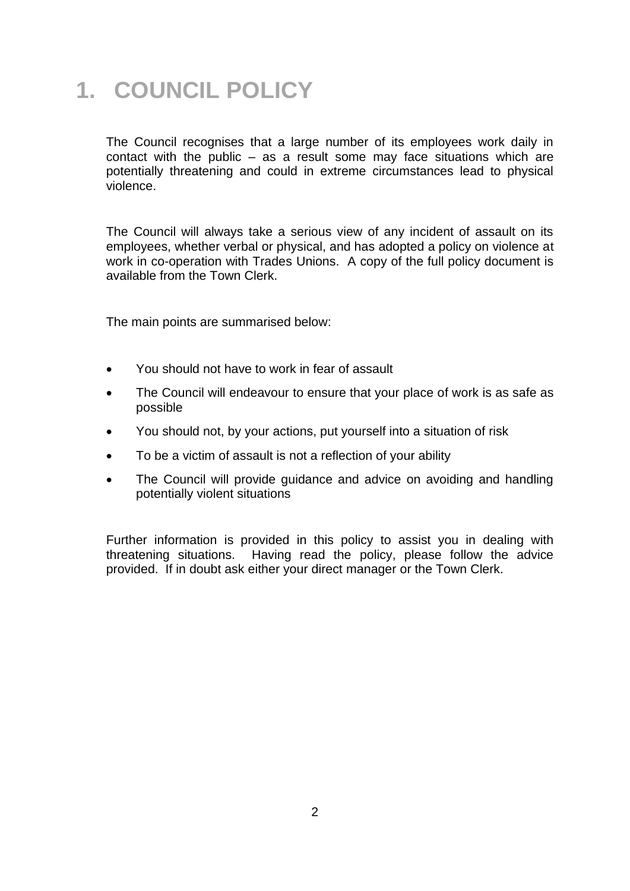# 1. COUNCIL POLICY

The Council recognises that a large number of its employees work daily in contact with the public – as a result some may face situations which are potentially threatening and could in extreme circumstances lead to physical violence.

The Council will always take a serious view of any incident of assault on its employees, whether verbal or physical, and has adopted a policy on violence at work in co-operation with Trades Unions. A copy of the full policy document is available from the Town Clerk.

The main points are summarised below:

- You should not have to work in fear of assault
- The Council will endeavour to ensure that your place of work is as safe as possible
- You should not, by your actions, put yourself into a situation of risk
- To be a victim of assault is not a reflection of your ability
- The Council will provide guidance and advice on avoiding and handling potentially violent situations

Further information is provided in this policy to assist you in dealing with threatening situations. Having read the policy, please follow the advice provided. If in doubt ask either your direct manager or the Town Clerk.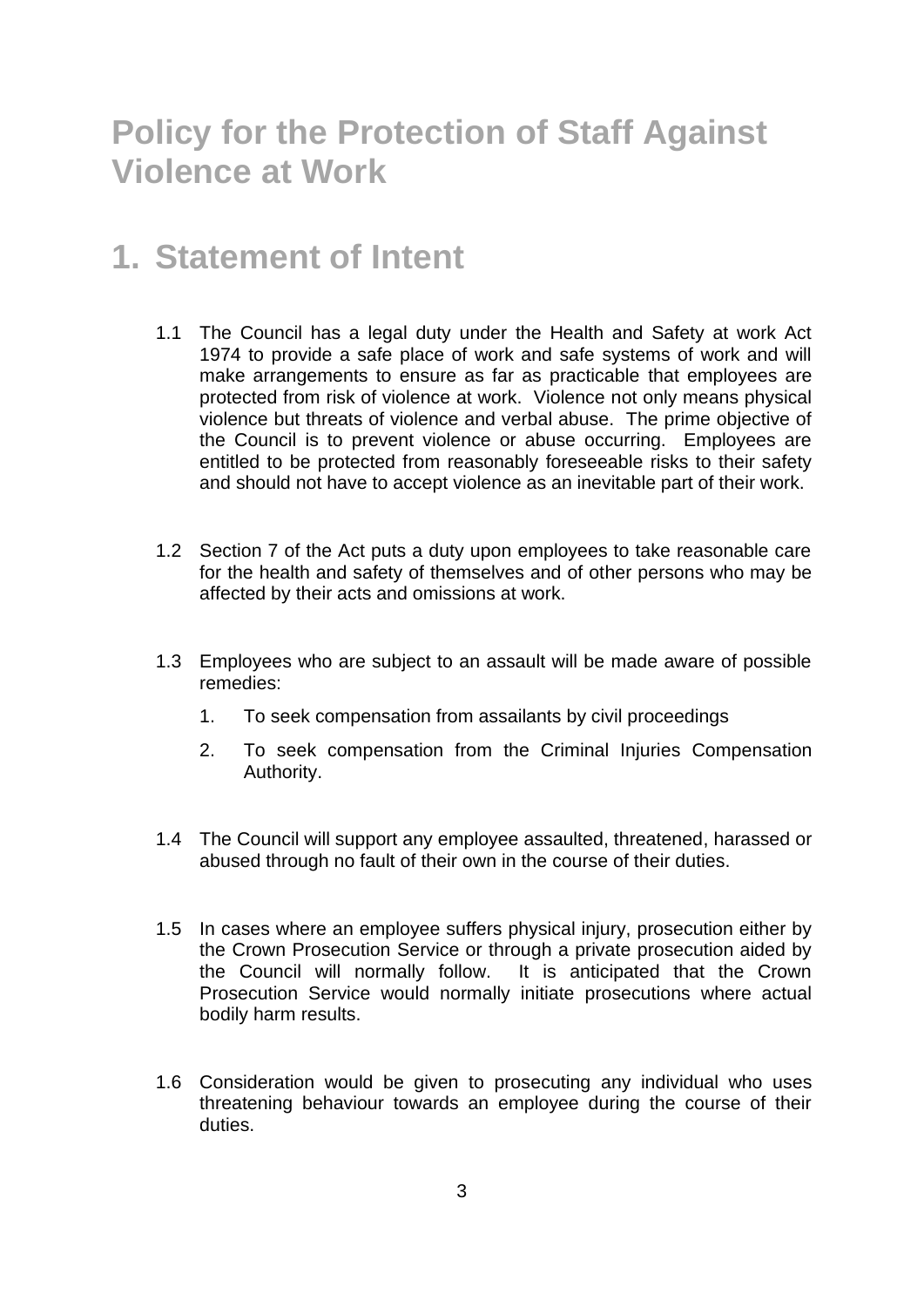# Policy for the Protection of Staff Against Violence at Work

## 1. Statement of Intent

1.1 The Council has a legal duty under the Health and Safety at work Act 1974 to provide a safe place of work and safe systems of work and will make arrangements to ensure as far as practicable that employees are protected from risk of violence at work. Violence not only means physical violence but threats of violence and verbal abuse. The prime objective of the Council is to prevent violence or abuse occurring. Employees are entitled to be protected from reasonably foreseeable risks to their safety and should not have to accept violence as an inevitable part of their work.

1.2 Section 7 of the Act puts a duty upon employees to take reasonable care for the health and safety of themselves and of other persons who may be affected by their acts and omissions at work.

1.3 Employees who are subject to an assault will be made aware of possible remedies:

1. To seek compensation from assailants by civil proceedings
2. To seek compensation from the Criminal Injuries Compensation Authority.

1.4 The Council will support any employee assaulted, threatened, harassed or abused through no fault of their own in the course of their duties.

1.5 In cases where an employee suffers physical injury, prosecution either by the Crown Prosecution Service or through a private prosecution aided by the Council will normally follow. It is anticipated that the Crown Prosecution Service would normally initiate prosecutions where actual bodily harm results.

1.6 Consideration would be given to prosecuting any individual who uses threatening behaviour towards an employee during the course of their duties.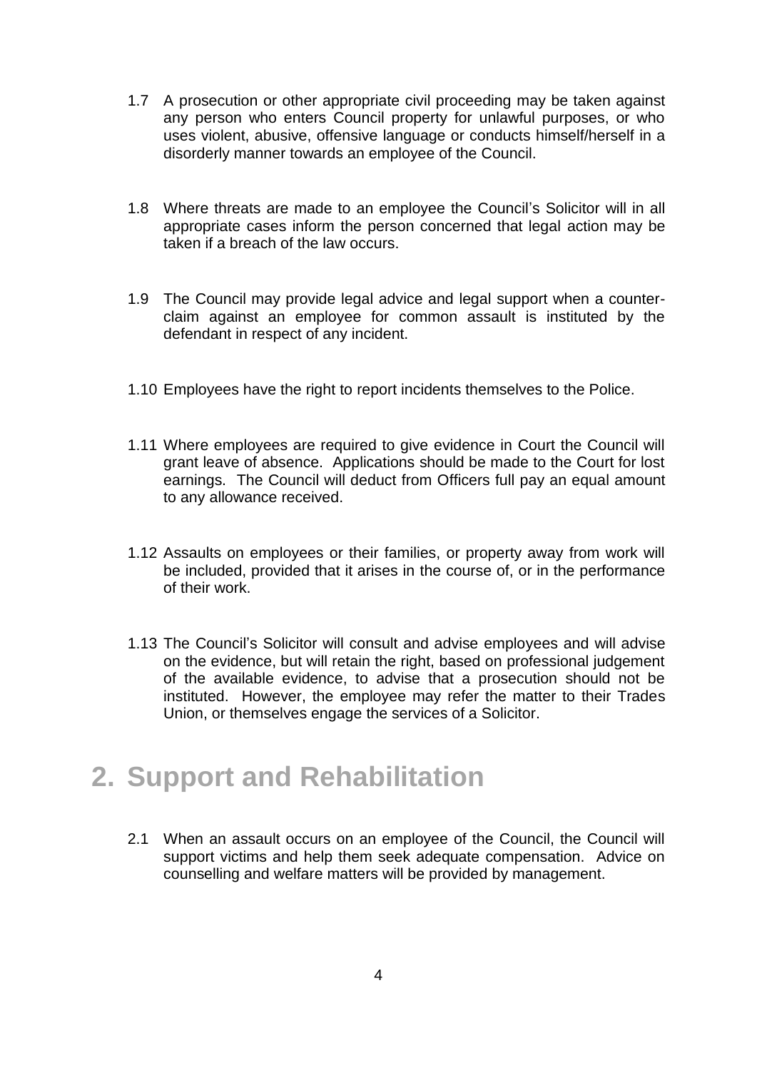1.7 A prosecution or other appropriate civil proceeding may be taken against any person who enters Council property for unlawful purposes, or who uses violent, abusive, offensive language or conducts himself/herself in a disorderly manner towards an employee of the Council.

1.8 Where threats are made to an employee the Council's Solicitor will in all appropriate cases inform the person concerned that legal action may be taken if a breach of the law occurs.

1.9 The Council may provide legal advice and legal support when a counter-claim against an employee for common assault is instituted by the defendant in respect of any incident.

1.10 Employees have the right to report incidents themselves to the Police.

1.11 Where employees are required to give evidence in Court the Council will grant leave of absence. Applications should be made to the Court for lost earnings. The Council will deduct from Officers full pay an equal amount to any allowance received.

1.12 Assaults on employees or their families, or property away from work will be included, provided that it arises in the course of, or in the performance of their work.

1.13 The Council's Solicitor will consult and advise employees and will advise on the evidence, but will retain the right, based on professional judgement of the available evidence, to advise that a prosecution should not be instituted. However, the employee may refer the matter to their Trades Union, or themselves engage the services of a Solicitor.

# 2. Support and Rehabilitation

2.1 When an assault occurs on an employee of the Council, the Council will support victims and help them seek adequate compensation. Advice on counselling and welfare matters will be provided by management.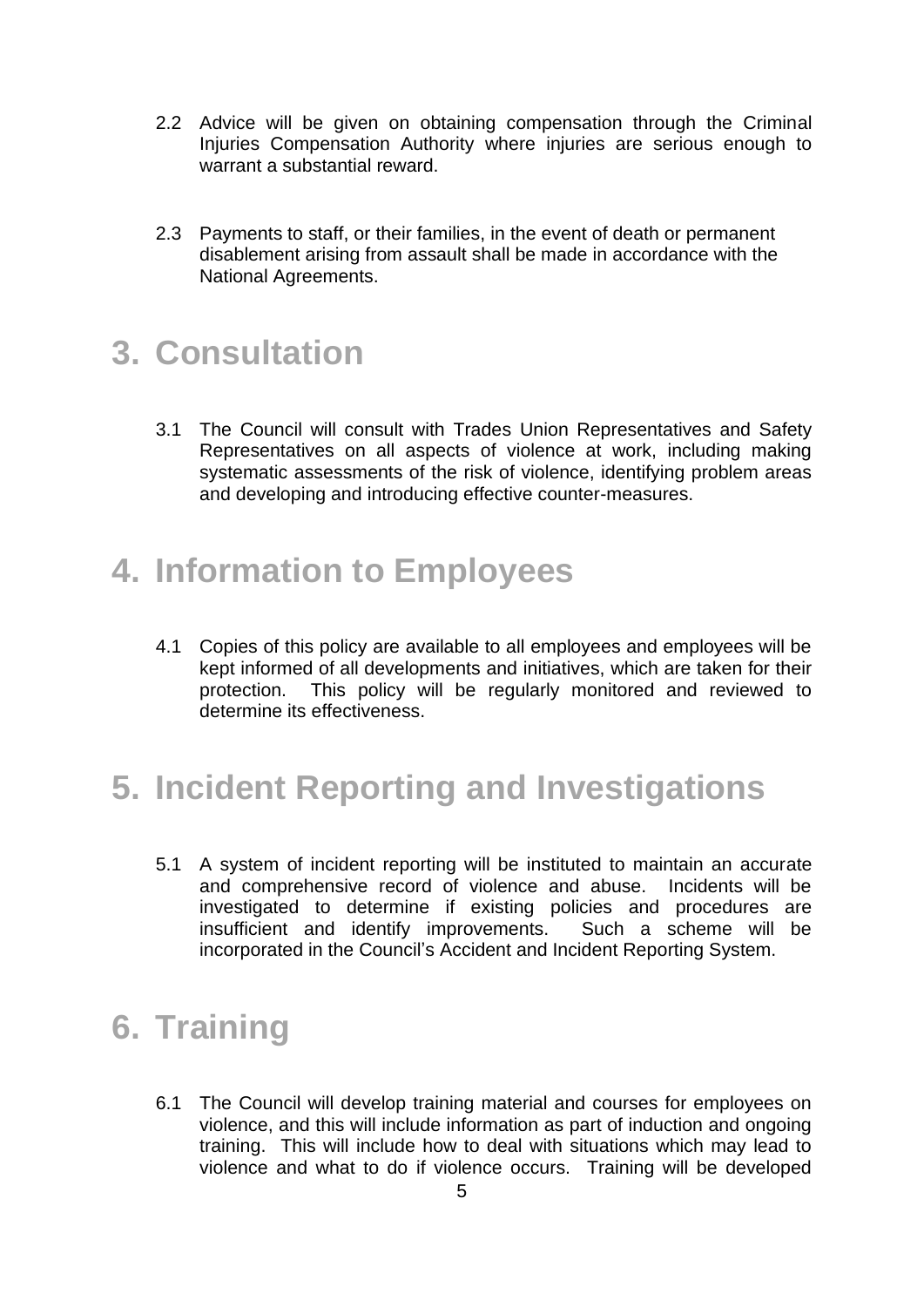2.2 Advice will be given on obtaining compensation through the Criminal Injuries Compensation Authority where injuries are serious enough to warrant a substantial reward.

2.3 Payments to staff, or their families, in the event of death or permanent disablement arising from assault shall be made in accordance with the National Agreements.

# 3. Consultation

3.1 The Council will consult with Trades Union Representatives and Safety Representatives on all aspects of violence at work, including making systematic assessments of the risk of violence, identifying problem areas and developing and introducing effective counter-measures.

# 4. Information to Employees

4.1 Copies of this policy are available to all employees and employees will be kept informed of all developments and initiatives, which are taken for their protection. This policy will be regularly monitored and reviewed to determine its effectiveness.

# 5. Incident Reporting and Investigations

5.1 A system of incident reporting will be instituted to maintain an accurate and comprehensive record of violence and abuse. Incidents will be investigated to determine if existing policies and procedures are insufficient and identify improvements. Such a scheme will be incorporated in the Council's Accident and Incident Reporting System.

# 6. Training

6.1 The Council will develop training material and courses for employees on violence, and this will include information as part of induction and ongoing training. This will include how to deal with situations which may lead to violence and what to do if violence occurs. Training will be developed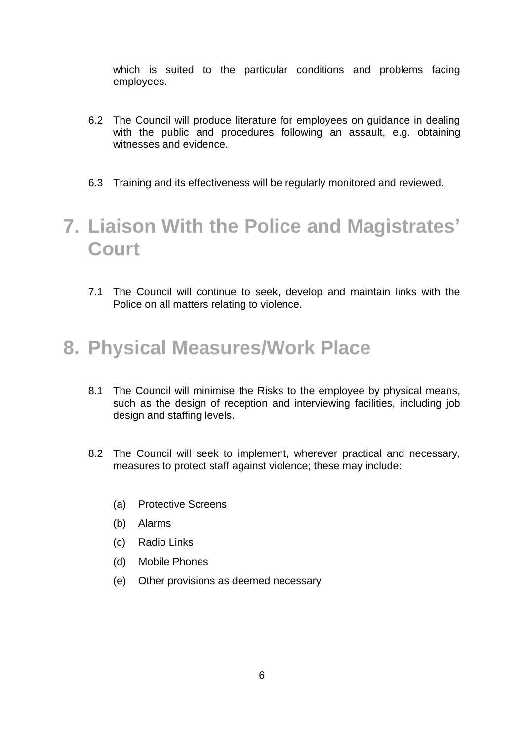which is suited to the particular conditions and problems facing employees.

6.2 The Council will produce literature for employees on guidance in dealing with the public and procedures following an assault, e.g. obtaining witnesses and evidence.

6.3 Training and its effectiveness will be regularly monitored and reviewed.

# 7. Liaison With the Police and Magistrates' Court

7.1 The Council will continue to seek, develop and maintain links with the Police on all matters relating to violence.

# 8. Physical Measures/Work Place

8.1 The Council will minimise the Risks to the employee by physical means, such as the design of reception and interviewing facilities, including job design and staffing levels.

8.2 The Council will seek to implement, wherever practical and necessary, measures to protect staff against violence; these may include:

(a) Protective Screens

(b) Alarms

(c) Radio Links

(d) Mobile Phones

(e) Other provisions as deemed necessary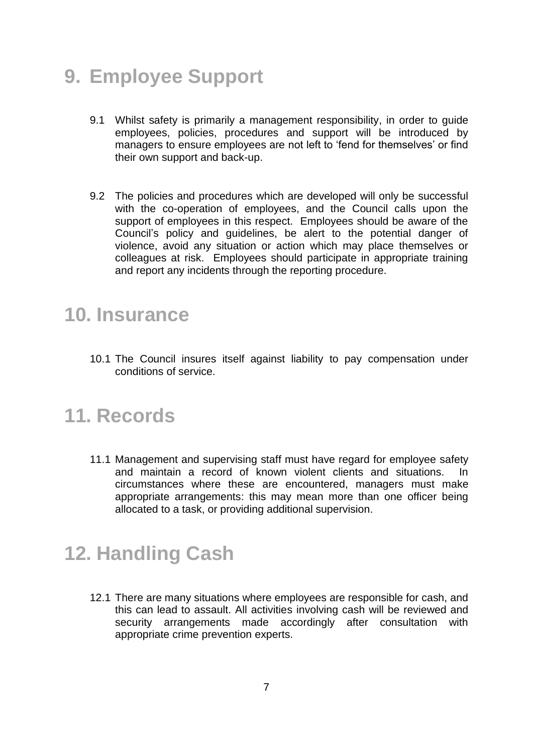# 9. Employee Support

9.1 Whilst safety is primarily a management responsibility, in order to guide employees, policies, procedures and support will be introduced by managers to ensure employees are not left to 'fend for themselves' or find their own support and back-up.

9.2 The policies and procedures which are developed will only be successful with the co-operation of employees, and the Council calls upon the support of employees in this respect. Employees should be aware of the Council's policy and guidelines, be alert to the potential danger of violence, avoid any situation or action which may place themselves or colleagues at risk. Employees should participate in appropriate training and report any incidents through the reporting procedure.

# 10. Insurance

10.1 The Council insures itself against liability to pay compensation under conditions of service.

# 11. Records

11.1 Management and supervising staff must have regard for employee safety and maintain a record of known violent clients and situations. In circumstances where these are encountered, managers must make appropriate arrangements: this may mean more than one officer being allocated to a task, or providing additional supervision.

# 12. Handling Cash

12.1 There are many situations where employees are responsible for cash, and this can lead to assault. All activities involving cash will be reviewed and security arrangements made accordingly after consultation with appropriate crime prevention experts.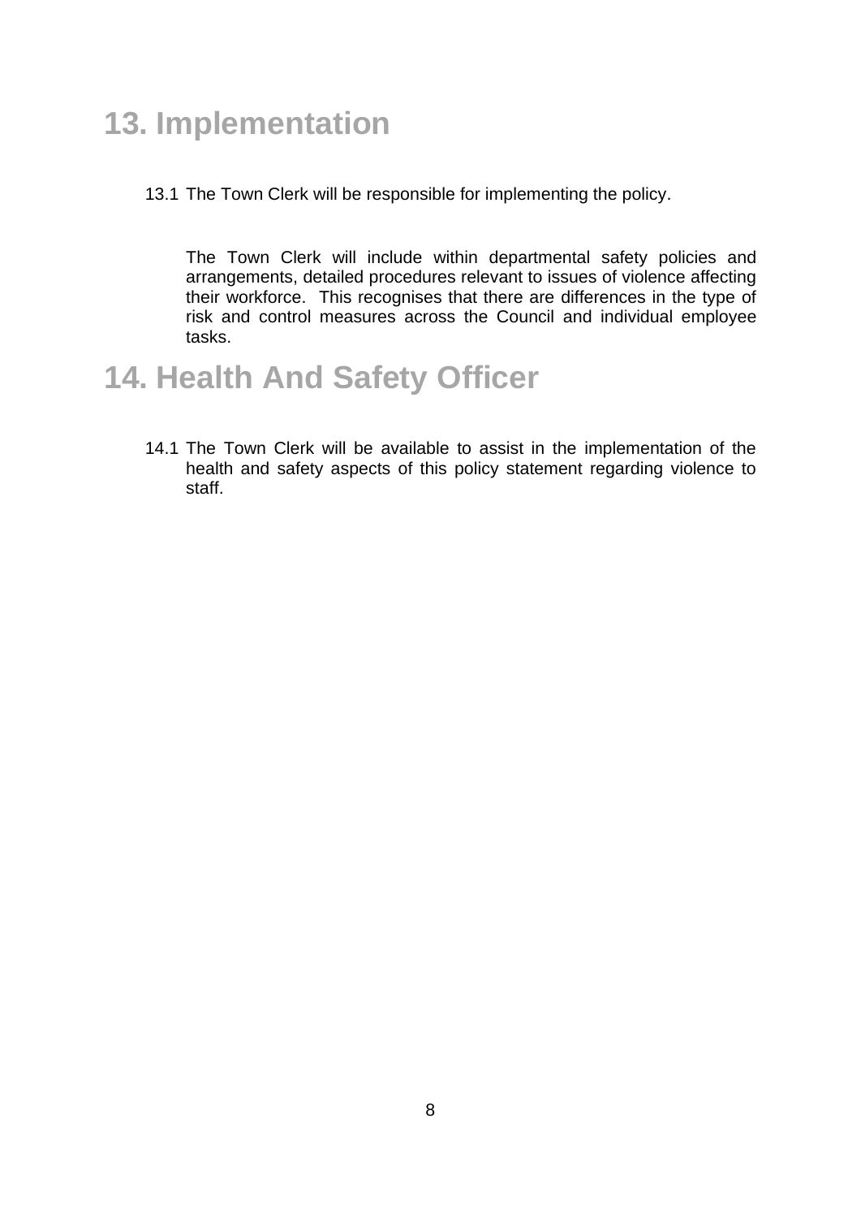# 13. Implementation

13.1 The Town Clerk will be responsible for implementing the policy.

The Town Clerk will include within departmental safety policies and arrangements, detailed procedures relevant to issues of violence affecting their workforce. This recognises that there are differences in the type of risk and control measures across the Council and individual employee tasks.

# 14. Health And Safety Officer

14.1 The Town Clerk will be available to assist in the implementation of the health and safety aspects of this policy statement regarding violence to staff.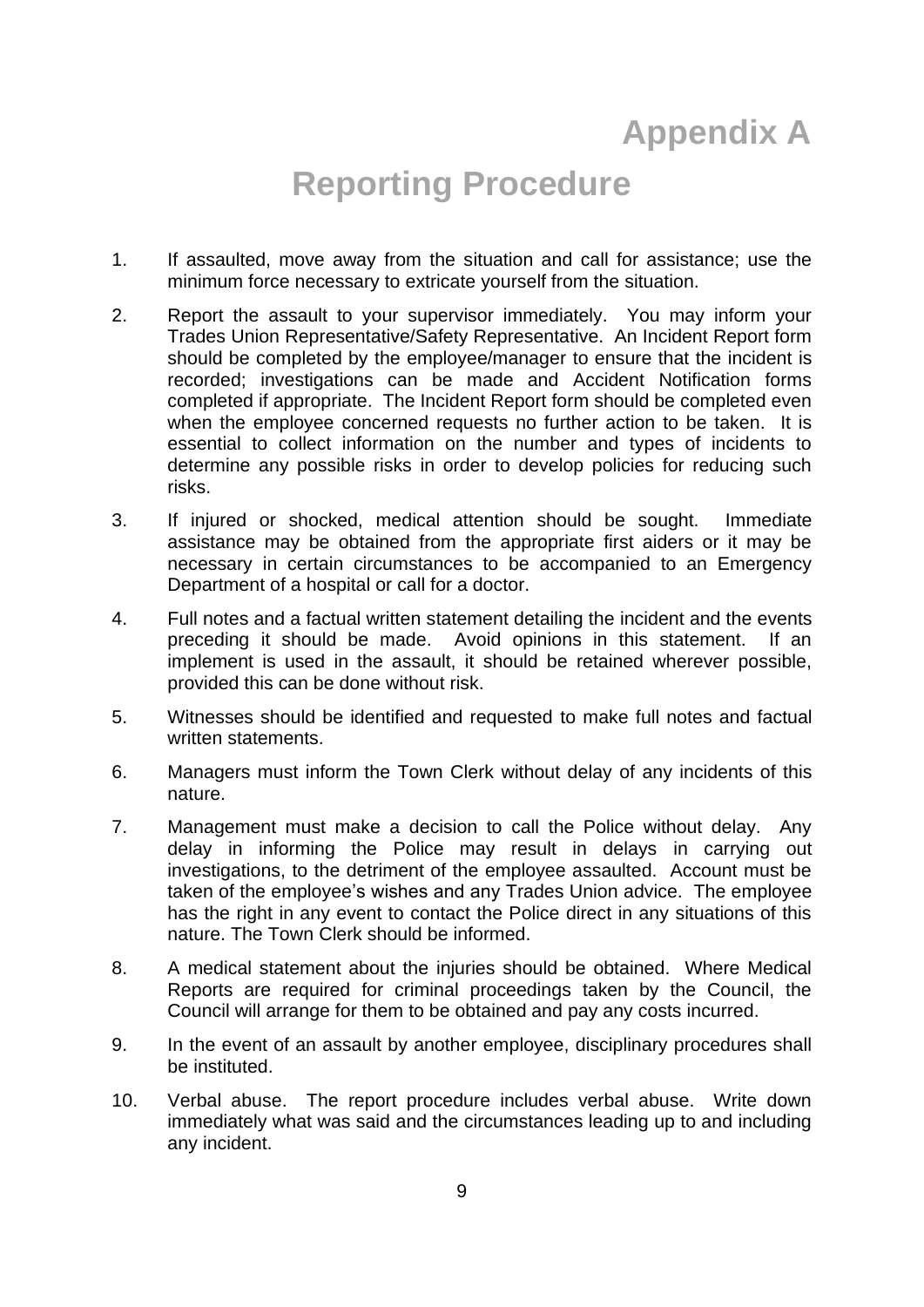# Appendix A

## Reporting Procedure

1. If assaulted, move away from the situation and call for assistance; use the minimum force necessary to extricate yourself from the situation.

2. Report the assault to your supervisor immediately. You may inform your Trades Union Representative/Safety Representative. An Incident Report form should be completed by the employee/manager to ensure that the incident is recorded; investigations can be made and Accident Notification forms completed if appropriate. The Incident Report form should be completed even when the employee concerned requests no further action to be taken. It is essential to collect information on the number and types of incidents to determine any possible risks in order to develop policies for reducing such risks.

3. If injured or shocked, medical attention should be sought. Immediate assistance may be obtained from the appropriate first aiders or it may be necessary in certain circumstances to be accompanied to an Emergency Department of a hospital or call for a doctor.

4. Full notes and a factual written statement detailing the incident and the events preceding it should be made. Avoid opinions in this statement. If an implement is used in the assault, it should be retained wherever possible, provided this can be done without risk.

5. Witnesses should be identified and requested to make full notes and factual written statements.

6. Managers must inform the Town Clerk without delay of any incidents of this nature.

7. Management must make a decision to call the Police without delay. Any delay in informing the Police may result in delays in carrying out investigations, to the detriment of the employee assaulted. Account must be taken of the employee's wishes and any Trades Union advice. The employee has the right in any event to contact the Police direct in any situations of this nature. The Town Clerk should be informed.

8. A medical statement about the injuries should be obtained. Where Medical Reports are required for criminal proceedings taken by the Council, the Council will arrange for them to be obtained and pay any costs incurred.

9. In the event of an assault by another employee, disciplinary procedures shall be instituted.

10. Verbal abuse. The report procedure includes verbal abuse. Write down immediately what was said and the circumstances leading up to and including any incident.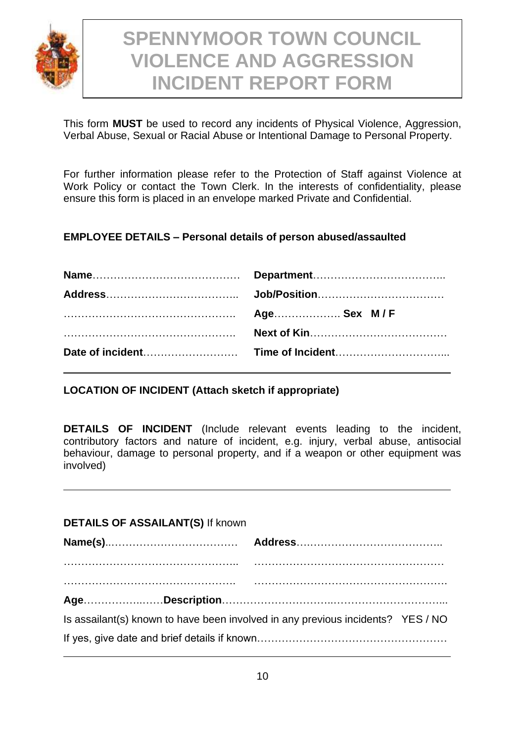# SPENNYMOOR TOWN COUNCIL VIOLENCE AND AGGRESSION INCIDENT REPORT FORM

This form **MUST** be used to record any incidents of Physical Violence, Aggression, Verbal Abuse, Sexual or Racial Abuse or Intentional Damage to Personal Property.

For further information please refer to the Protection of Staff against Violence at Work Policy or contact the Town Clerk. In the interests of confidentiality, please ensure this form is placed in an envelope marked Private and Confidential.

**EMPLOYEE DETAILS – Personal details of person abused/assaulted**

| | |
|---|---|
| **Name**…………………………………… | **Department**……………………………….. |
| **Address**……………………………….. | **Job/Position**……………………………… |
| …………………………………………. | **Age**………………. **Sex M / F** |
| …………………………………………. | **Next of Kin**………………………………… |
| **Date of incident**……………………… | **Time of Incident**…………………………... |

---

**LOCATION OF INCIDENT (Attach sketch if appropriate)**

**DETAILS OF INCIDENT** (Include relevant events leading to the incident, contributory factors and nature of incident, e.g. injury, verbal abuse, antisocial behaviour, damage to personal property, and if a weapon or other equipment was involved)

---

**DETAILS OF ASSAILANT(S)** If known

| | |
|---|---|
| **Name(s)**..……………………………… | **Address**….………………………………….. |
| ………………………………………….. | ……………………………………………… |
| …………………………………………. | ………………………………………………. |

**Age**……………..……**Description**…………………………..…………………………...

Is assailant(s) known to have been involved in any previous incidents? YES / NO

If yes, give date and brief details if known………………………………………………

---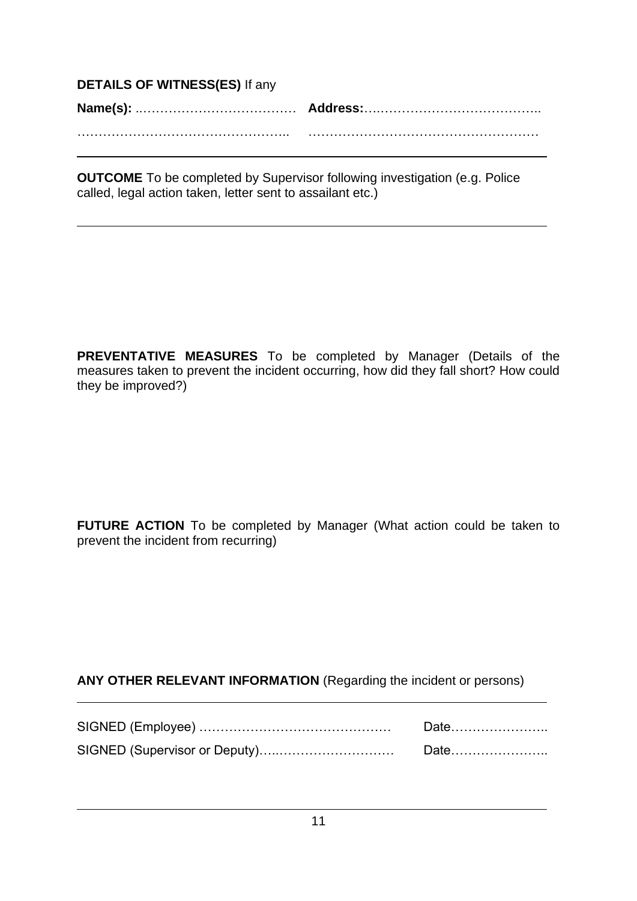**DETAILS OF WITNESS(ES)** If any

**Name(s):** ..………………………………  **Address:**…..………………………………..

…………………………………………..  ………………………………………………

---

**OUTCOME** To be completed by Supervisor following investigation (e.g. Police called, legal action taken, letter sent to assailant etc.)

---

**PREVENTATIVE MEASURES** To be completed by Manager (Details of the measures taken to prevent the incident occurring, how did they fall short? How could they be improved?)

**FUTURE ACTION** To be completed by Manager (What action could be taken to prevent the incident from recurring)

**ANY OTHER RELEVANT INFORMATION** (Regarding the incident or persons)

---

SIGNED (Employee) ………………………………………  Date…………………..

SIGNED (Supervisor or Deputy)…...………………………  Date…………………..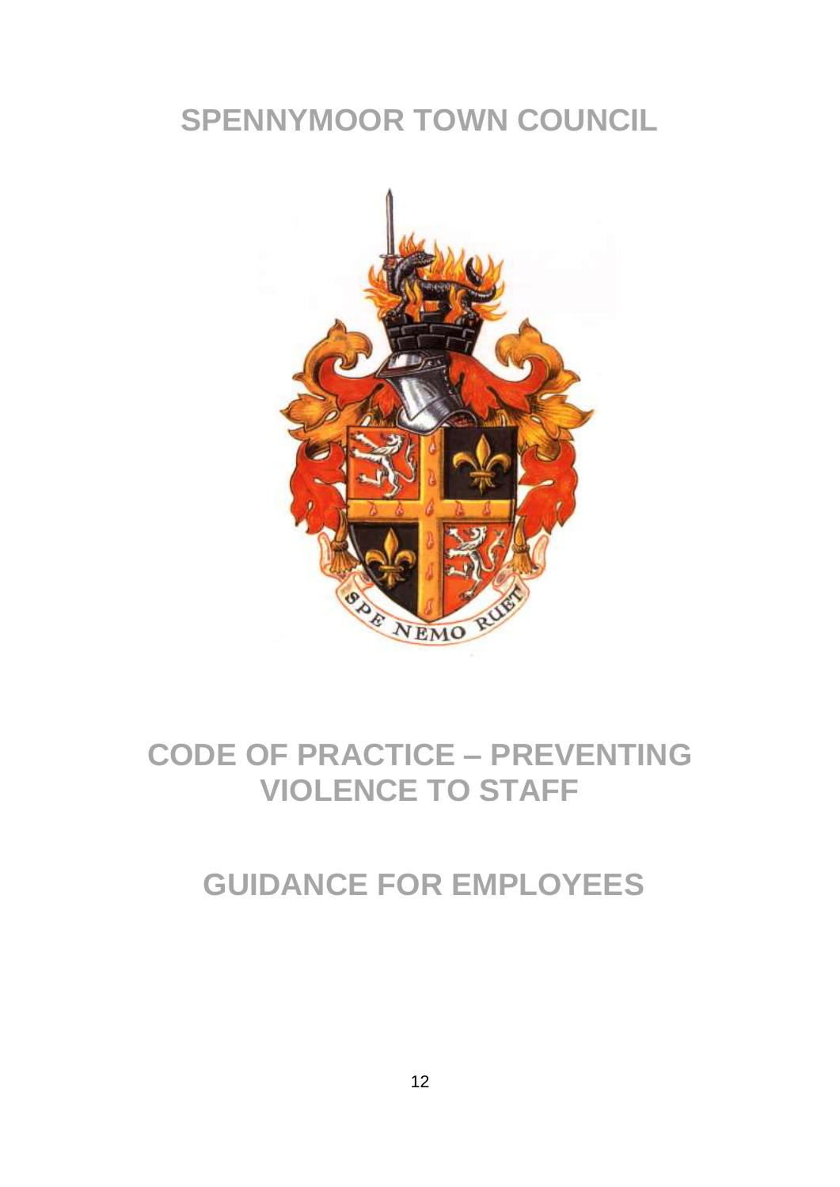# SPENNYMOOR TOWN COUNCIL

# CODE OF PRACTICE – PREVENTING VIOLENCE TO STAFF

## GUIDANCE FOR EMPLOYEES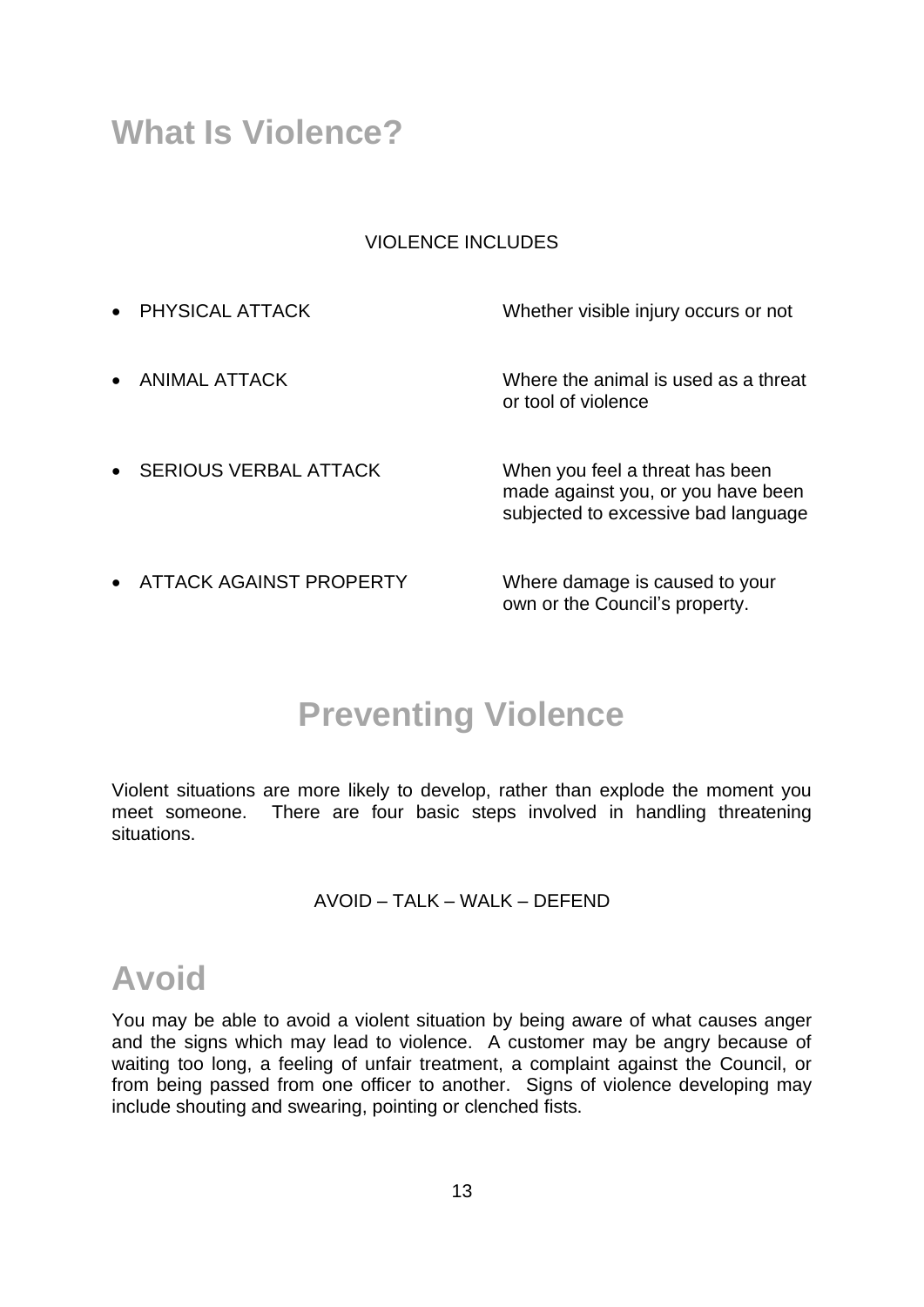# What Is Violence?

VIOLENCE INCLUDES

| | |
|---|---|
| • PHYSICAL ATTACK | Whether visible injury occurs or not |
| • ANIMAL ATTACK | Where the animal is used as a threat or tool of violence |
| • SERIOUS VERBAL ATTACK | When you feel a threat has been made against you, or you have been subjected to excessive bad language |
| • ATTACK AGAINST PROPERTY | Where damage is caused to your own or the Council's property. |

# Preventing Violence

Violent situations are more likely to develop, rather than explode the moment you meet someone. There are four basic steps involved in handling threatening situations.

AVOID – TALK – WALK – DEFEND

## Avoid

You may be able to avoid a violent situation by being aware of what causes anger and the signs which may lead to violence. A customer may be angry because of waiting too long, a feeling of unfair treatment, a complaint against the Council, or from being passed from one officer to another. Signs of violence developing may include shouting and swearing, pointing or clenched fists.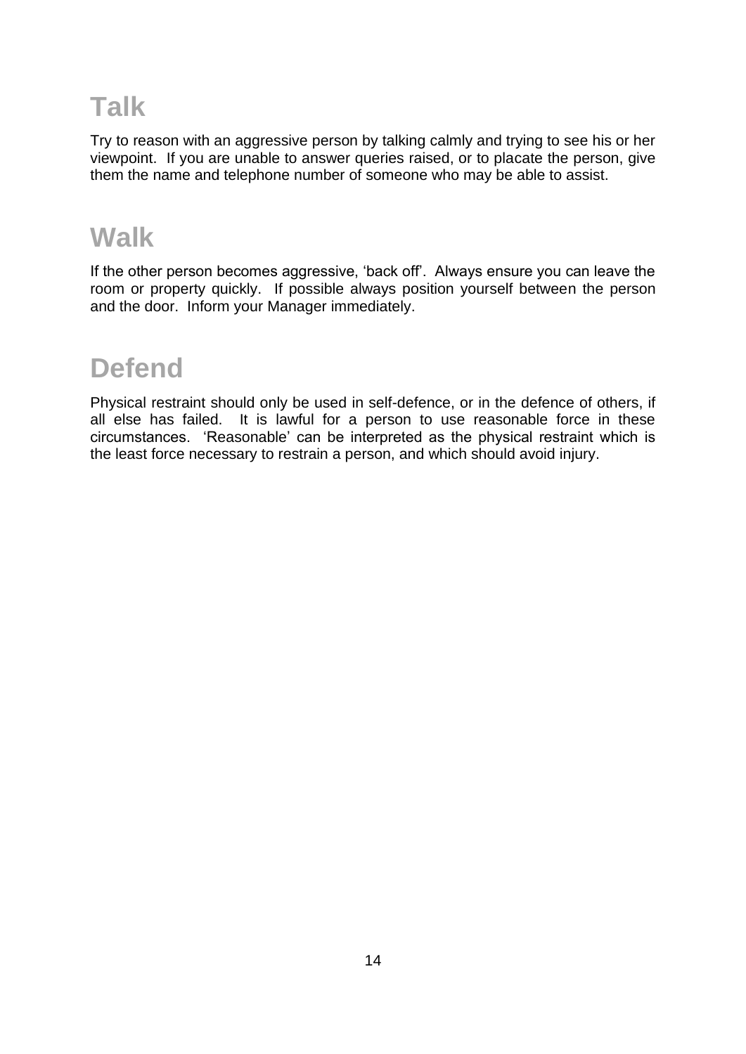## Talk

Try to reason with an aggressive person by talking calmly and trying to see his or her viewpoint. If you are unable to answer queries raised, or to placate the person, give them the name and telephone number of someone who may be able to assist.

## Walk

If the other person becomes aggressive, 'back off'. Always ensure you can leave the room or property quickly. If possible always position yourself between the person and the door. Inform your Manager immediately.

## Defend

Physical restraint should only be used in self-defence, or in the defence of others, if all else has failed. It is lawful for a person to use reasonable force in these circumstances. 'Reasonable' can be interpreted as the physical restraint which is the least force necessary to restrain a person, and which should avoid injury.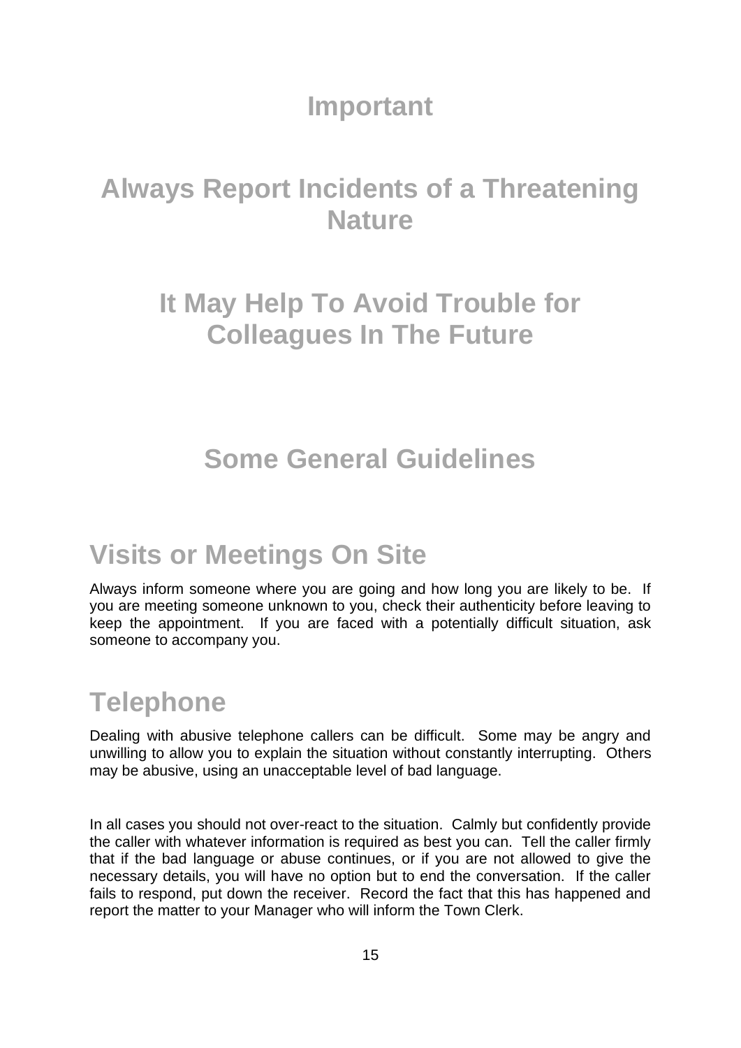## Important

## Always Report Incidents of a Threatening Nature

## It May Help To Avoid Trouble for Colleagues In The Future

## Some General Guidelines

# Visits or Meetings On Site

Always inform someone where you are going and how long you are likely to be. If you are meeting someone unknown to you, check their authenticity before leaving to keep the appointment. If you are faced with a potentially difficult situation, ask someone to accompany you.

# Telephone

Dealing with abusive telephone callers can be difficult. Some may be angry and unwilling to allow you to explain the situation without constantly interrupting. Others may be abusive, using an unacceptable level of bad language.

In all cases you should not over-react to the situation. Calmly but confidently provide the caller with whatever information is required as best you can. Tell the caller firmly that if the bad language or abuse continues, or if you are not allowed to give the necessary details, you will have no option but to end the conversation. If the caller fails to respond, put down the receiver. Record the fact that this has happened and report the matter to your Manager who will inform the Town Clerk.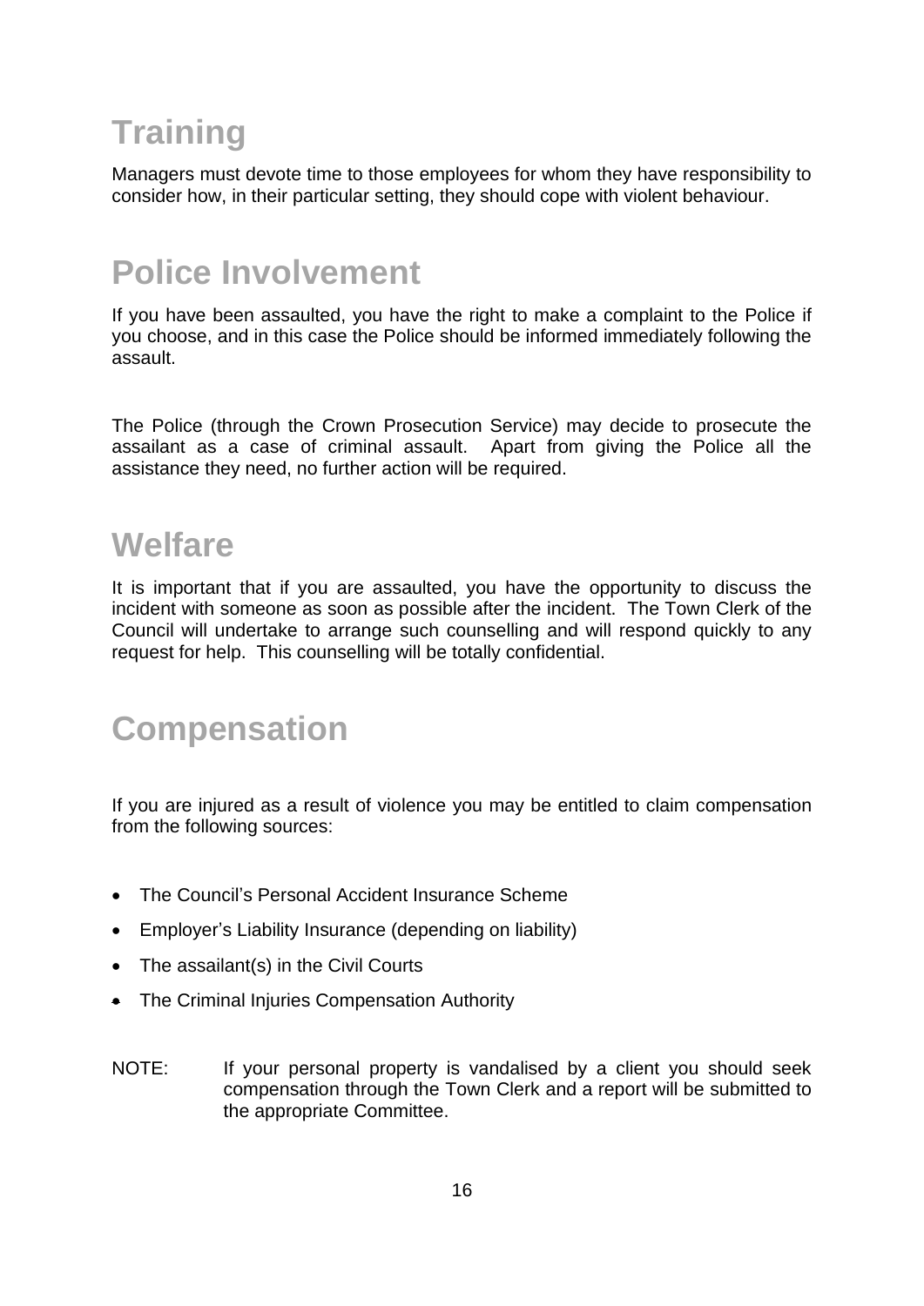## Training

Managers must devote time to those employees for whom they have responsibility to consider how, in their particular setting, they should cope with violent behaviour.

## Police Involvement

If you have been assaulted, you have the right to make a complaint to the Police if you choose, and in this case the Police should be informed immediately following the assault.

The Police (through the Crown Prosecution Service) may decide to prosecute the assailant as a case of criminal assault. Apart from giving the Police all the assistance they need, no further action will be required.

## Welfare

It is important that if you are assaulted, you have the opportunity to discuss the incident with someone as soon as possible after the incident. The Town Clerk of the Council will undertake to arrange such counselling and will respond quickly to any request for help. This counselling will be totally confidential.

## Compensation

If you are injured as a result of violence you may be entitled to claim compensation from the following sources:

- The Council's Personal Accident Insurance Scheme
- Employer's Liability Insurance (depending on liability)
- The assailant(s) in the Civil Courts
- The Criminal Injuries Compensation Authority

NOTE: If your personal property is vandalised by a client you should seek compensation through the Town Clerk and a report will be submitted to the appropriate Committee.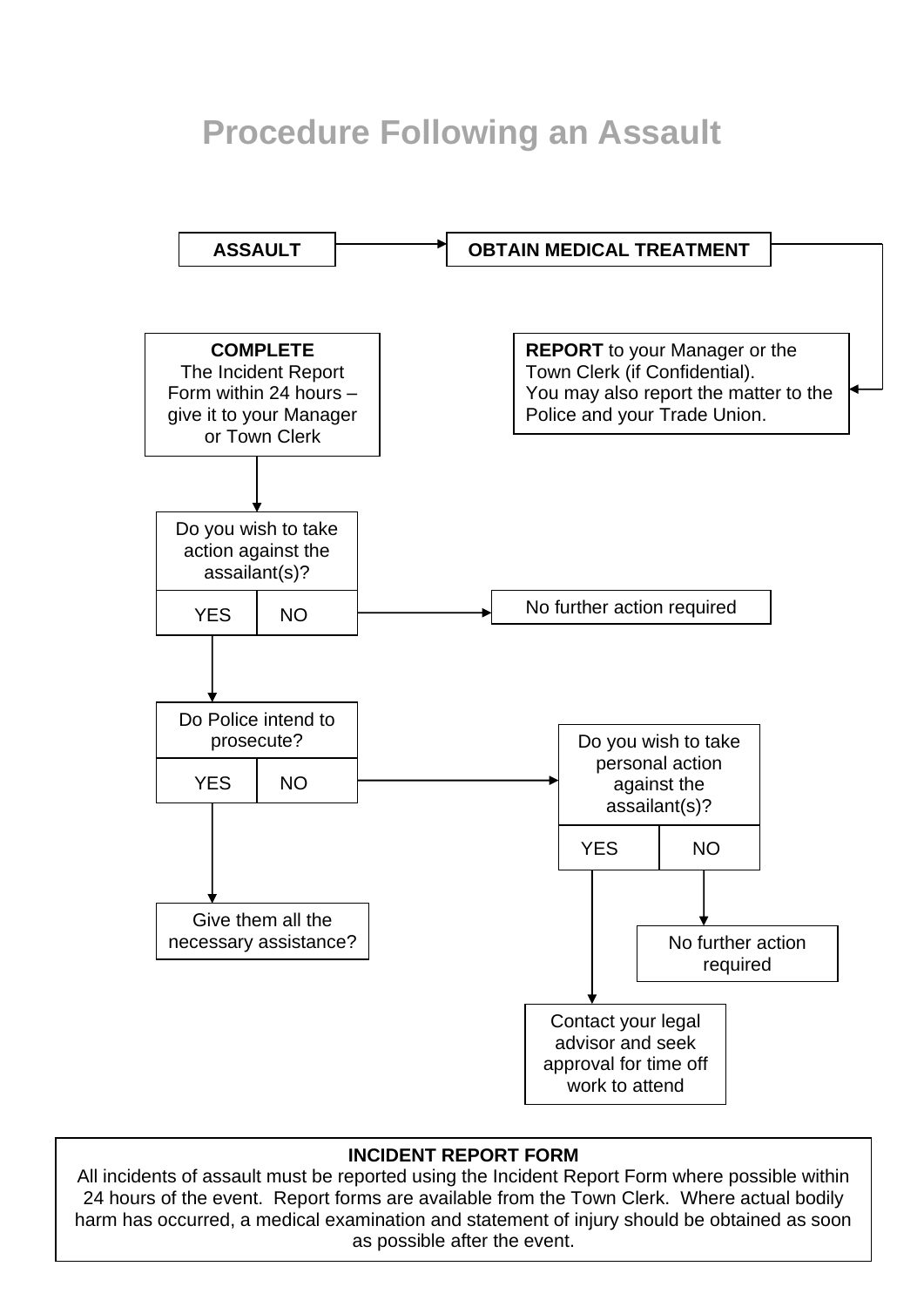# Procedure Following an Assault

**ASSAULT**

**OBTAIN MEDICAL TREATMENT**

**REPORT** to your Manager or the Town Clerk (if Confidential).
You may also report the matter to the Police and your Trade Union.

**COMPLETE**
The Incident Report Form within 24 hours – give it to your Manager or Town Clerk

Do you wish to take action against the assailant(s)?

YES NO

No further action required

Do Police intend to prosecute?

YES NO

Give them all the necessary assistance?

Do you wish to take personal action against the assailant(s)?

YES NO

No further action required

Contact your legal advisor and seek approval for time off work to attend

**INCIDENT REPORT FORM**

All incidents of assault must be reported using the Incident Report Form where possible within 24 hours of the event. Report forms are available from the Town Clerk. Where actual bodily harm has occurred, a medical examination and statement of injury should be obtained as soon as possible after the event.